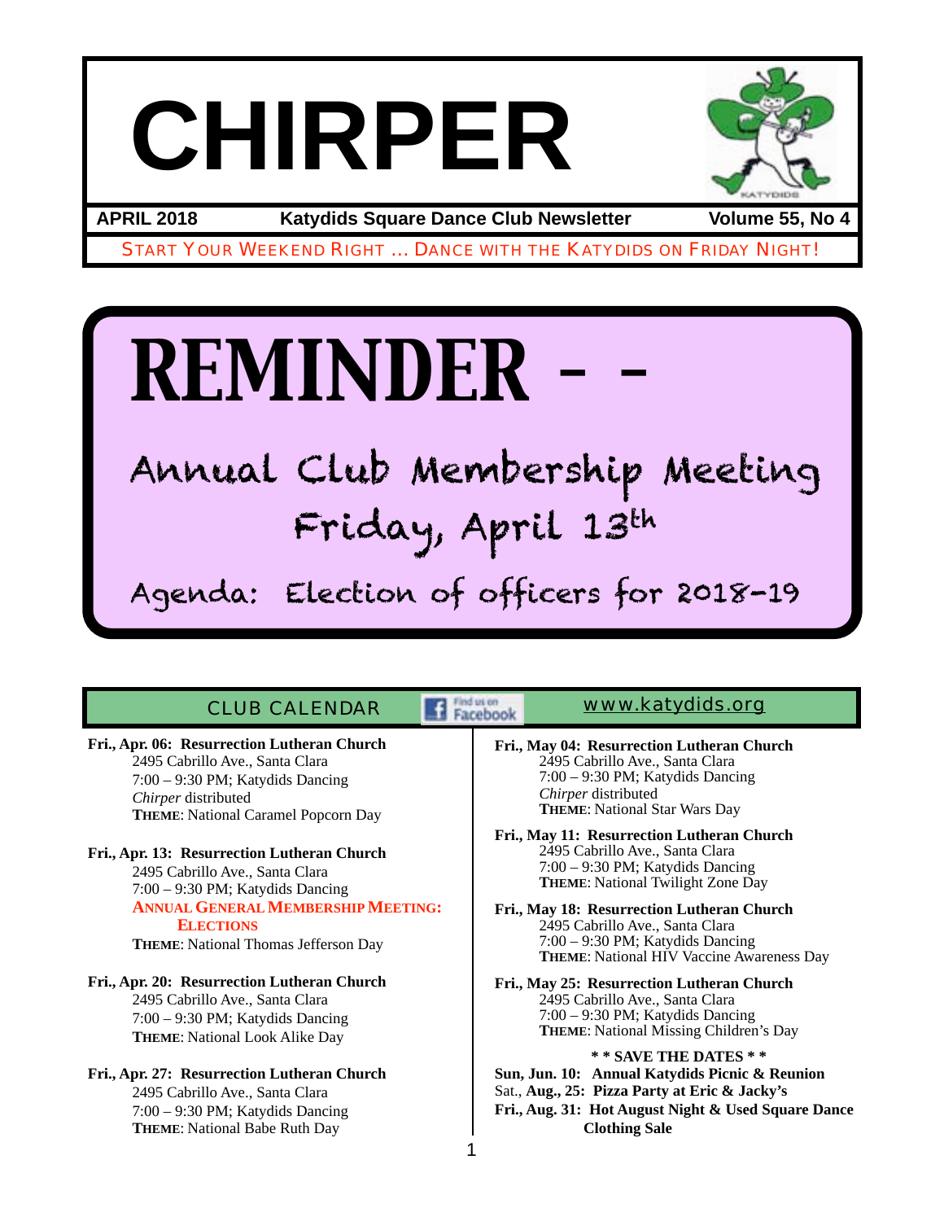# CHIRPER

**APRIL 2018** | **Katydids Square Dance Club Newsletter** | **Volume 55, No 4**

START YOUR WEEKEND RIGHT … DANCE WITH THE KATYDIDS ON FRIDAY NIGHT!

# REMINDER – –

## Annual Club Membership Meeting

## Friday, April 13th

## Agenda: Election of officers for 2018-19

## CLUB CALENDAR

Find us on Facebook

www.katydids.org

**Fri., Apr. 06: Resurrection Lutheran Church**
2495 Cabrillo Ave., Santa Clara
7:00 – 9:30 PM; Katydids Dancing
*Chirper* distributed
**THEME**: National Caramel Popcorn Day

**Fri., Apr. 13: Resurrection Lutheran Church**
2495 Cabrillo Ave., Santa Clara
7:00 – 9:30 PM; Katydids Dancing
**ANNUAL GENERAL MEMBERSHIP MEETING: ELECTIONS**
**THEME**: National Thomas Jefferson Day

**Fri., Apr. 20: Resurrection Lutheran Church**
2495 Cabrillo Ave., Santa Clara
7:00 – 9:30 PM; Katydids Dancing
**THEME**: National Look Alike Day

**Fri., Apr. 27: Resurrection Lutheran Church**
2495 Cabrillo Ave., Santa Clara
7:00 – 9:30 PM; Katydids Dancing
**THEME**: National Babe Ruth Day

**Fri., May 04: Resurrection Lutheran Church**
2495 Cabrillo Ave., Santa Clara
7:00 – 9:30 PM; Katydids Dancing
*Chirper* distributed
**THEME**: National Star Wars Day

**Fri., May 11: Resurrection Lutheran Church**
2495 Cabrillo Ave., Santa Clara
7:00 – 9:30 PM; Katydids Dancing
**THEME**: National Twilight Zone Day

**Fri., May 18: Resurrection Lutheran Church**
2495 Cabrillo Ave., Santa Clara
7:00 – 9:30 PM; Katydids Dancing
**THEME**: National HIV Vaccine Awareness Day

**Fri., May 25: Resurrection Lutheran Church**
2495 Cabrillo Ave., Santa Clara
7:00 – 9:30 PM; Katydids Dancing
**THEME**: National Missing Children's Day

**\* \* SAVE THE DATES \* \***

**Sun, Jun. 10: Annual Katydids Picnic & Reunion**
Sat., **Aug., 25: Pizza Party at Eric & Jacky's**
**Fri., Aug. 31: Hot August Night & Used Square Dance Clothing Sale**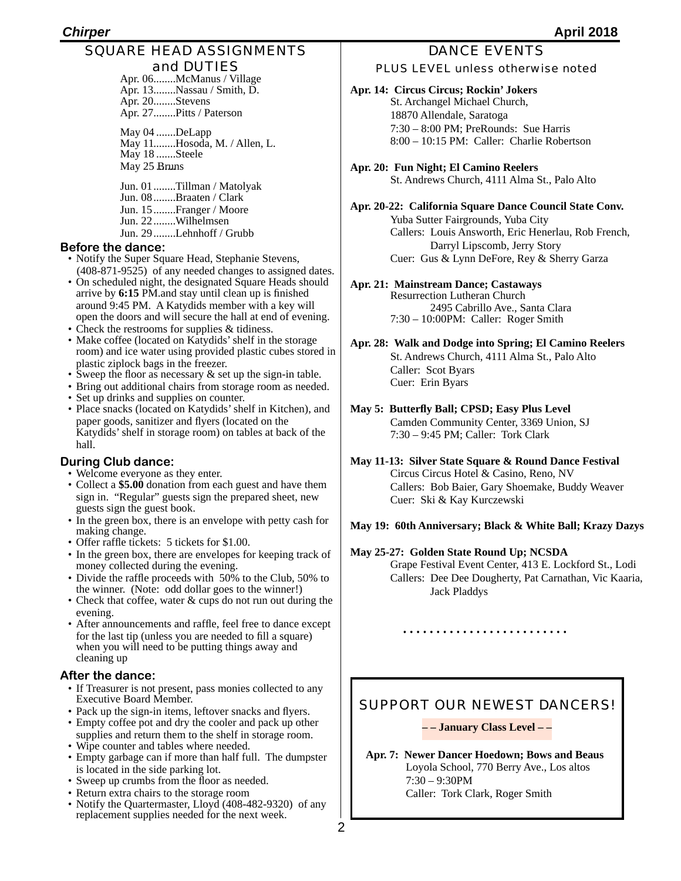## SQUARE HEAD ASSIGNMENTS and DUTIES

Apr. 06........McManus / Village
Apr. 13........Nassau / Smith, D.
Apr. 20........Stevens
Apr. 27........Pitts / Paterson

May 04 .......DeLapp
May 11........Hosoda, M. / Allen, L.
May 18 .......Steele
May 25 Bruns

Jun. 01........Tillman / Matolyak
Jun. 08........Braaten / Clark
Jun. 15........Franger / Moore
Jun. 22........Wilhelmsen
Jun. 29........Lehnhoff / Grubb

### Before the dance:

- Notify the Super Square Head, Stephanie Stevens, (408-871-9525) of any needed changes to assigned dates.
- On scheduled night, the designated Square Heads should arrive by **6:15** PM.and stay until clean up is finished around 9:45 PM. A Katydids member with a key will open the doors and will secure the hall at end of evening.
- Check the restrooms for supplies & tidiness.
- Make coffee (located on Katydids' shelf in the storage room) and ice water using provided plastic cubes stored in plastic ziplock bags in the freezer.
- Sweep the floor as necessary & set up the sign-in table.
- Bring out additional chairs from storage room as needed.
- Set up drinks and supplies on counter.
- Place snacks (located on Katydids' shelf in Kitchen), and paper goods, sanitizer and flyers (located on the Katydids' shelf in storage room) on tables at back of the hall.

### During Club dance:

- Welcome everyone as they enter.
- Collect a **$5.00** donation from each guest and have them sign in. "Regular" guests sign the prepared sheet, new guests sign the guest book.
- In the green box, there is an envelope with petty cash for making change.
- Offer raffle tickets: 5 tickets for $1.00.
- In the green box, there are envelopes for keeping track of money collected during the evening.
- Divide the raffle proceeds with 50% to the Club, 50% to the winner. (Note: odd dollar goes to the winner!)
- Check that coffee, water & cups do not run out during the evening.
- After announcements and raffle, feel free to dance except for the last tip (unless you are needed to fill a square) when you will need to be putting things away and cleaning up

### After the dance:

- If Treasurer is not present, pass monies collected to any Executive Board Member.
- Pack up the sign-in items, leftover snacks and flyers.
- Empty coffee pot and dry the cooler and pack up other supplies and return them to the shelf in storage room.
- Wipe counter and tables where needed.
- Empty garbage can if more than half full. The dumpster is located in the side parking lot.
- Sweep up crumbs from the floor as needed.
- Return extra chairs to the storage room
- Notify the Quartermaster, Lloyd (408-482-9320) of any replacement supplies needed for the next week.

## DANCE EVENTS

PLUS LEVEL unless otherwise noted

**Apr. 14: Circus Circus; Rockin' Jokers**
St. Archangel Michael Church,
18870 Allendale, Saratoga
7:30 – 8:00 PM; PreRounds: Sue Harris
8:00 – 10:15 PM: Caller: Charlie Robertson

**Apr. 20: Fun Night; El Camino Reelers**
St. Andrews Church, 4111 Alma St., Palo Alto

**Apr. 20-22: California Square Dance Council State Conv.**
Yuba Sutter Fairgrounds, Yuba City
Callers: Louis Answorth, Eric Henerlau, Rob French, Darryl Lipscomb, Jerry Story
Cuer: Gus & Lynn DeFore, Rey & Sherry Garza

**Apr. 21: Mainstream Dance; Castaways**
Resurrection Lutheran Church
2495 Cabrillo Ave., Santa Clara
7:30 – 10:00PM: Caller: Roger Smith

**Apr. 28: Walk and Dodge into Spring; El Camino Reelers**
St. Andrews Church, 4111 Alma St., Palo Alto
Caller: Scot Byars
Cuer: Erin Byars

**May 5: Butterfly Ball; CPSD; Easy Plus Level**
Camden Community Center, 3369 Union, SJ
7:30 – 9:45 PM; Caller: Tork Clark

**May 11-13: Silver State Square & Round Dance Festival**
Circus Circus Hotel & Casino, Reno, NV
Callers: Bob Baier, Gary Shoemake, Buddy Weaver
Cuer: Ski & Kay Kurczewski

**May 19: 60th Anniversary; Black & White Ball; Krazy Dazys**

**May 25-27: Golden State Round Up; NCSDA**
Grape Festival Event Center, 413 E. Lockford St., Lodi
Callers: Dee Dee Dougherty, Pat Carnathan, Vic Kaaria, Jack Pladdys

........................

## SUPPORT OUR NEWEST DANCERS!

**– – January Class Level – –**

**Apr. 7: Newer Dancer Hoedown; Bows and Beaus**
Loyola School, 770 Berry Ave., Los altos
7:30 – 9:30PM
Caller: Tork Clark, Roger Smith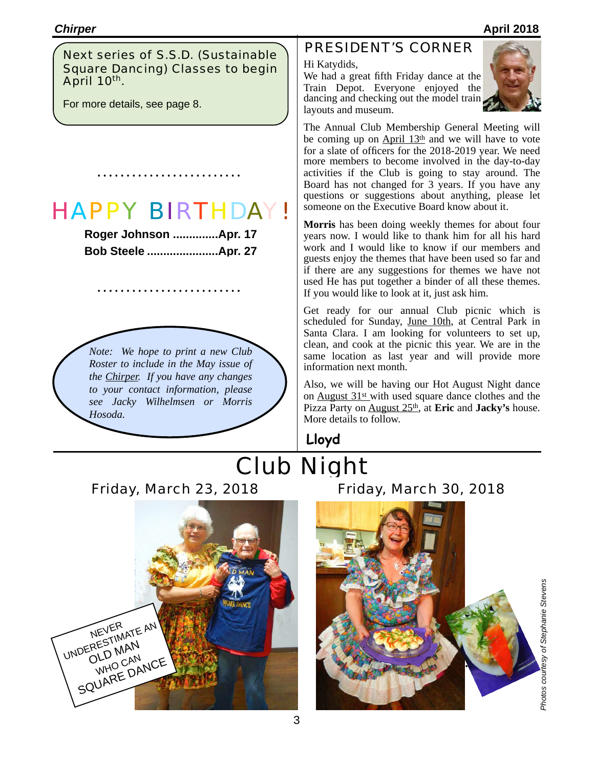Next series of S.S.D. (Sustainable Square Dancing) Classes to begin April 10th.

For more details, see page 8.

# HAPPY BIRTHDAY!

**Roger Johnson ..............Apr. 17**
**Bob Steele ......................Apr. 27**

*Note: We hope to print a new Club Roster to include in the May issue of the Chirper. If you have any changes to your contact information, please see Jacky Wilhelmsen or Morris Hosoda.*

## PRESIDENT'S CORNER

Hi Katydids,
We had a great fifth Friday dance at the Train Depot. Everyone enjoyed the dancing and checking out the model train layouts and museum.

The Annual Club Membership General Meeting will be coming up on April 13th and we will have to vote for a slate of officers for the 2018-2019 year. We need more members to become involved in the day-to-day activities if the Club is going to stay around. The Board has not changed for 3 years. If you have any questions or suggestions about anything, please let someone on the Executive Board know about it.

**Morris** has been doing weekly themes for about four years now. I would like to thank him for all his hard work and I would like to know if our members and guests enjoy the themes that have been used so far and if there are any suggestions for themes we have not used He has put together a binder of all these themes. If you would like to look at it, just ask him.

Get ready for our annual Club picnic which is scheduled for Sunday, June 10th, at Central Park in Santa Clara. I am looking for volunteers to set up, clean, and cook at the picnic this year. We are in the same location as last year and will provide more information next month.

Also, we will be having our Hot August Night dance on August 31st with used square dance clothes and the Pizza Party on August 25th, at **Eric** and **Jacky's** house. More details to follow.

**Lloyd**

# Club Night

Friday, March 23, 2018

NEVER UNDERESTIMATE AN OLD MAN WHO CAN SQUARE DANCE

Friday, March 30, 2018

*Photos courtesy of Stephanie Stevens*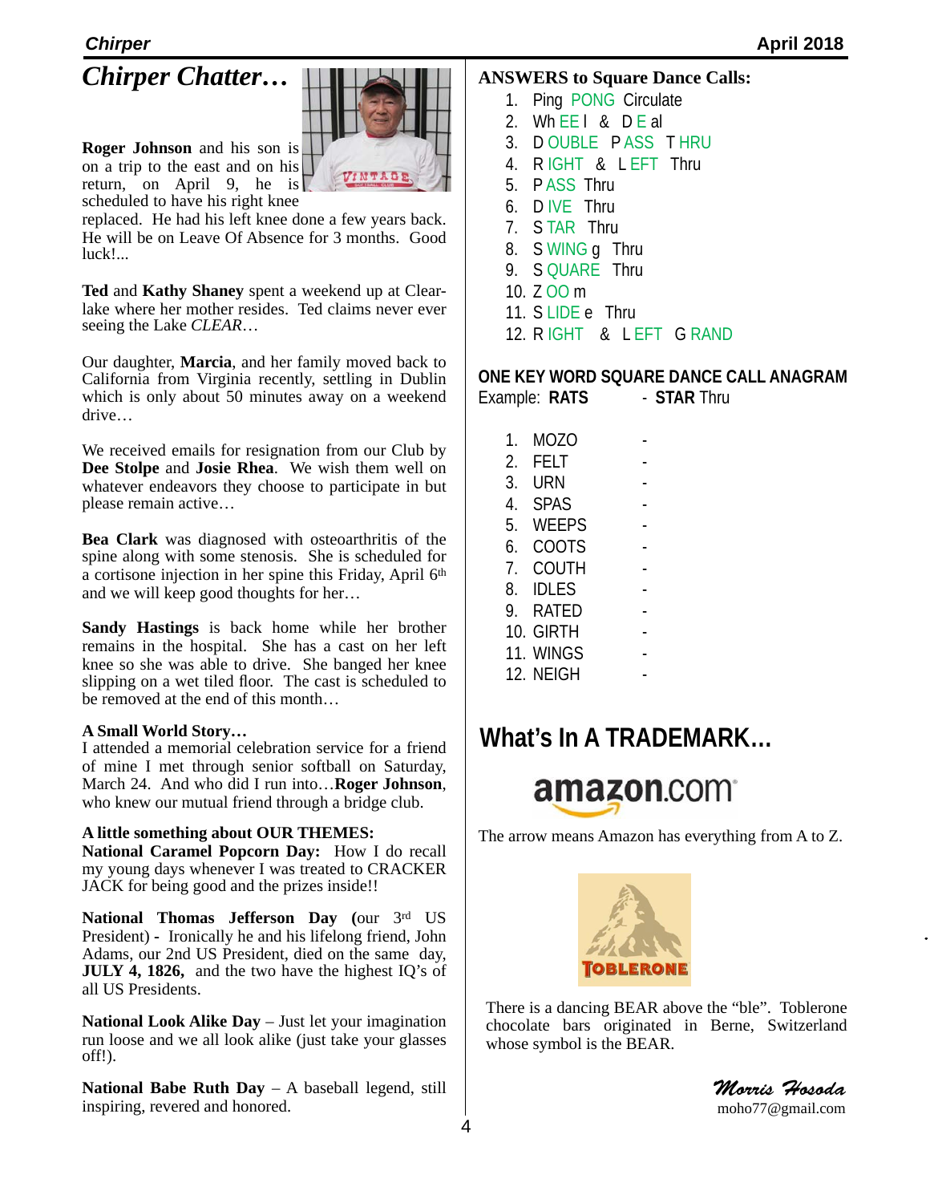## *Chirper Chatter…*

**Roger Johnson** and his son is on a trip to the east and on his return, on April 9, he is scheduled to have his right knee replaced. He had his left knee done a few years back. He will be on Leave Of Absence for 3 months. Good luck!...

**Ted** and **Kathy Shaney** spent a weekend up at Clearlake where her mother resides. Ted claims never ever seeing the Lake *CLEAR*…

Our daughter, **Marcia**, and her family moved back to California from Virginia recently, settling in Dublin which is only about 50 minutes away on a weekend drive…

We received emails for resignation from our Club by **Dee Stolpe** and **Josie Rhea**. We wish them well on whatever endeavors they choose to participate in but please remain active…

**Bea Clark** was diagnosed with osteoarthritis of the spine along with some stenosis. She is scheduled for a cortisone injection in her spine this Friday, April 6th and we will keep good thoughts for her…

**Sandy Hastings** is back home while her brother remains in the hospital. She has a cast on her left knee so she was able to drive. She banged her knee slipping on a wet tiled floor. The cast is scheduled to be removed at the end of this month…

**A Small World Story…**
I attended a memorial celebration service for a friend of mine I met through senior softball on Saturday, March 24. And who did I run into…**Roger Johnson**, who knew our mutual friend through a bridge club.

**A little something about OUR THEMES:**
**National Caramel Popcorn Day:** How I do recall my young days whenever I was treated to CRACKER JACK for being good and the prizes inside!!

**National Thomas Jefferson Day (**our 3rd US President) - Ironically he and his lifelong friend, John Adams, our 2nd US President, died on the same day, **JULY 4, 1826,** and the two have the highest IQ's of all US Presidents.

**National Look Alike Day** – Just let your imagination run loose and we all look alike (just take your glasses off!).

**National Babe Ruth Day** – A baseball legend, still inspiring, revered and honored.

**ANSWERS to Square Dance Calls:**

1. Ping PONG Circulate
2. Wh EE l & D E al
3. D OUBLE P ASS T HRU
4. R IGHT & L EFT Thru
5. P ASS Thru
6. D IVE Thru
7. S TAR Thru
8. S WING g Thru
9. S QUARE Thru
10. Z OO m
11. S LIDE e Thru
12. R IGHT & L EFT G RAND

**ONE KEY WORD SQUARE DANCE CALL ANAGRAM**
Example: **RATS** - **STAR** Thru

1. MOZO -
2. FELT -
3. URN -
4. SPAS -
5. WEEPS -
6. COOTS -
7. COUTH -
8. IDLES -
9. RATED -
10. GIRTH -
11. WINGS -
12. NEIGH -

## What's In A TRADEMARK…

amazon.com

The arrow means Amazon has everything from A to Z.

TOBLERONE

There is a dancing BEAR above the "ble". Toblerone chocolate bars originated in Berne, Switzerland whose symbol is the BEAR.

*Morris Hosoda*
moho77@gmail.com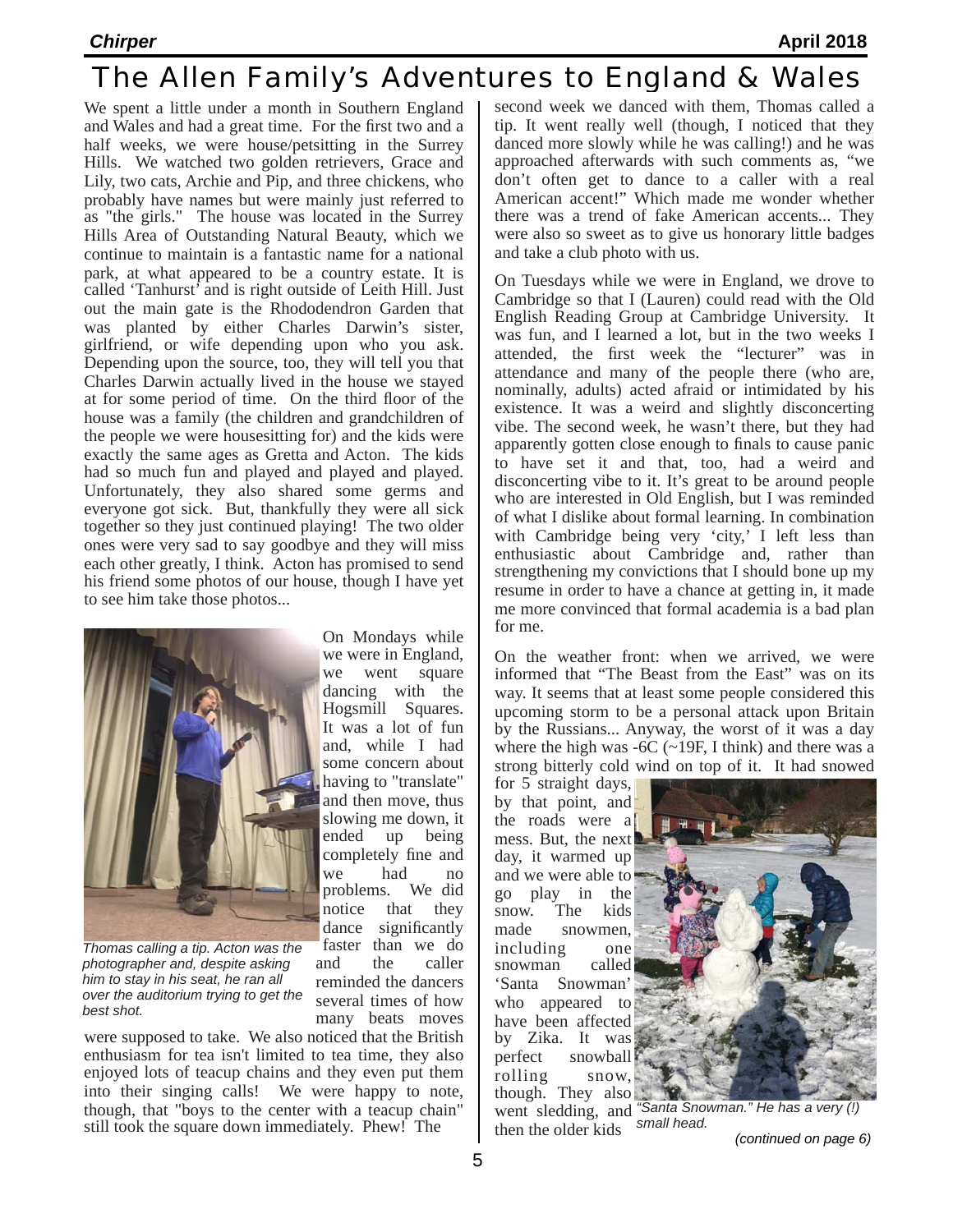# The Allen Family's Adventures to England & Wales

We spent a little under a month in Southern England and Wales and had a great time. For the first two and a half weeks, we were house/petsitting in the Surrey Hills. We watched two golden retrievers, Grace and Lily, two cats, Archie and Pip, and three chickens, who probably have names but were mainly just referred to as "the girls." The house was located in the Surrey Hills Area of Outstanding Natural Beauty, which we continue to maintain is a fantastic name for a national park, at what appeared to be a country estate. It is called 'Tanhurst' and is right outside of Leith Hill. Just out the main gate is the Rhododendron Garden that was planted by either Charles Darwin's sister, girlfriend, or wife depending upon who you ask. Depending upon the source, too, they will tell you that Charles Darwin actually lived in the house we stayed at for some period of time. On the third floor of the house was a family (the children and grandchildren of the people we were housesitting for) and the kids were exactly the same ages as Gretta and Acton. The kids had so much fun and played and played and played. Unfortunately, they also shared some germs and everyone got sick. But, thankfully they were all sick together so they just continued playing! The two older ones were very sad to say goodbye and they will miss each other greatly, I think. Acton has promised to send his friend some photos of our house, though I have yet to see him take those photos...

*Thomas calling a tip. Acton was the photographer and, despite asking him to stay in his seat, he ran all over the auditorium trying to get the best shot.*

On Mondays while we were in England, we went square dancing with the Hogsmill Squares. It was a lot of fun and, while I had some concern about having to "translate" and then move, thus slowing me down, it ended up being completely fine and we had no problems. We did notice that they dance significantly faster than we do and the caller reminded the dancers several times of how many beats moves were supposed to take. We also noticed that the British enthusiasm for tea isn't limited to tea time, they also enjoyed lots of teacup chains and they even put them into their singing calls! We were happy to note, though, that "boys to the center with a teacup chain" still took the square down immediately. Phew! The second week we danced with them, Thomas called a tip. It went really well (though, I noticed that they danced more slowly while he was calling!) and he was approached afterwards with such comments as, "we don't often get to dance to a caller with a real American accent!" Which made me wonder whether there was a trend of fake American accents... They were also so sweet as to give us honorary little badges and take a club photo with us.

On Tuesdays while we were in England, we drove to Cambridge so that I (Lauren) could read with the Old English Reading Group at Cambridge University. It was fun, and I learned a lot, but in the two weeks I attended, the first week the "lecturer" was in attendance and many of the people there (who are, nominally, adults) acted afraid or intimidated by his existence. It was a weird and slightly disconcerting vibe. The second week, he wasn't there, but they had apparently gotten close enough to finals to cause panic to have set it and that, too, had a weird and disconcerting vibe to it. It's great to be around people who are interested in Old English, but I was reminded of what I dislike about formal learning. In combination with Cambridge being very 'city,' I left less than enthusiastic about Cambridge and, rather than strengthening my convictions that I should bone up my resume in order to have a chance at getting in, it made me more convinced that formal academia is a bad plan for me.

On the weather front: when we arrived, we were informed that "The Beast from the East" was on its way. It seems that at least some people considered this upcoming storm to be a personal attack upon Britain by the Russians... Anyway, the worst of it was a day where the high was -6C (~19F, I think) and there was a strong bitterly cold wind on top of it. It had snowed for 5 straight days, by that point, and the roads were a mess. But, the next day, it warmed up and we were able to go play in the snow. The kids made snowmen, including one snowman called 'Santa Snowman' who appeared to have been affected by Zika. It was perfect snowball rolling snow, though. They also went sledding, and then the older kids

*"Santa Snowman." He has a very (!) small head.*

*(continued on page 6)*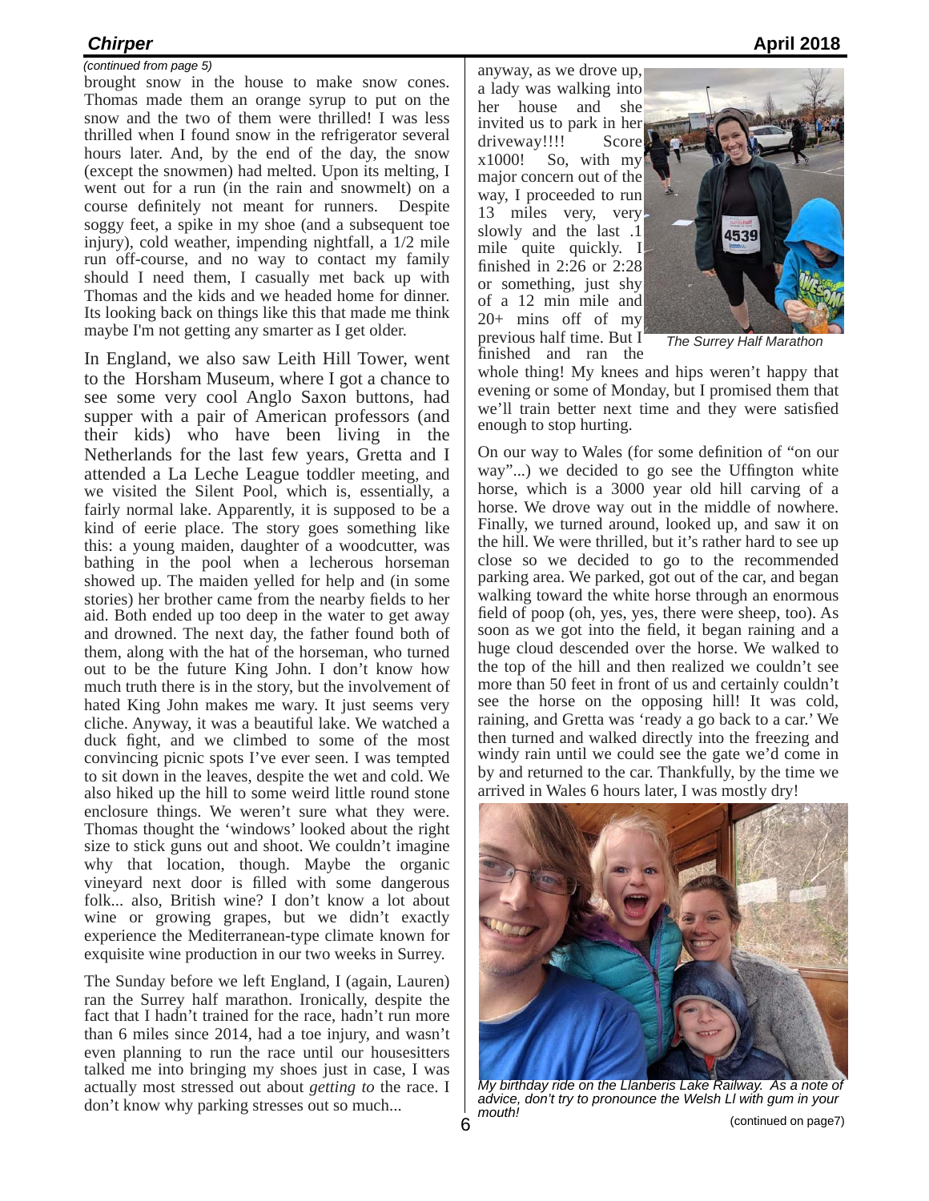*(continued from page 5)*

brought snow in the house to make snow cones. Thomas made them an orange syrup to put on the snow and the two of them were thrilled! I was less thrilled when I found snow in the refrigerator several hours later. And, by the end of the day, the snow (except the snowmen) had melted. Upon its melting, I went out for a run (in the rain and snowmelt) on a course definitely not meant for runners. Despite soggy feet, a spike in my shoe (and a subsequent toe injury), cold weather, impending nightfall, a 1/2 mile run off-course, and no way to contact my family should I need them, I casually met back up with Thomas and the kids and we headed home for dinner. Its looking back on things like this that made me think maybe I'm not getting any smarter as I get older.

In England, we also saw Leith Hill Tower, went to the Horsham Museum, where I got a chance to see some very cool Anglo Saxon buttons, had supper with a pair of American professors (and their kids) who have been living in the Netherlands for the last few years, Gretta and I attended a La Leche League toddler meeting, and we visited the Silent Pool, which is, essentially, a fairly normal lake. Apparently, it is supposed to be a kind of eerie place. The story goes something like this: a young maiden, daughter of a woodcutter, was bathing in the pool when a lecherous horseman showed up. The maiden yelled for help and (in some stories) her brother came from the nearby fields to her aid. Both ended up too deep in the water to get away and drowned. The next day, the father found both of them, along with the hat of the horseman, who turned out to be the future King John. I don't know how much truth there is in the story, but the involvement of hated King John makes me wary. It just seems very cliche. Anyway, it was a beautiful lake. We watched a duck fight, and we climbed to some of the most convincing picnic spots I've ever seen. I was tempted to sit down in the leaves, despite the wet and cold. We also hiked up the hill to some weird little round stone enclosure things. We weren't sure what they were. Thomas thought the 'windows' looked about the right size to stick guns out and shoot. We couldn't imagine why that location, though. Maybe the organic vineyard next door is filled with some dangerous folk... also, British wine? I don't know a lot about wine or growing grapes, but we didn't exactly experience the Mediterranean-type climate known for exquisite wine production in our two weeks in Surrey.

The Sunday before we left England, I (again, Lauren) ran the Surrey half marathon. Ironically, despite the fact that I hadn't trained for the race, hadn't run more than 6 miles since 2014, had a toe injury, and wasn't even planning to run the race until our housesitters talked me into bringing my shoes just in case, I was actually most stressed out about *getting to* the race. I don't know why parking stresses out so much... anyway, as we drove up, a lady was walking into her house and she invited us to park in her driveway!!!! Score x1000! So, with my major concern out of the way, I proceeded to run 13 miles very, very slowly and the last .1 mile quite quickly. I finished in 2:26 or 2:28 or something, just shy of a 12 min mile and 20+ mins off of my previous half time. But I finished and ran the whole thing! My knees and hips weren't happy that evening or some of Monday, but I promised them that we'll train better next time and they were satisfied enough to stop hurting.

*The Surrey Half Marathon*

On our way to Wales (for some definition of "on our way"...) we decided to go see the Uffington white horse, which is a 3000 year old hill carving of a horse. We drove way out in the middle of nowhere. Finally, we turned around, looked up, and saw it on the hill. We were thrilled, but it's rather hard to see up close so we decided to go to the recommended parking area. We parked, got out of the car, and began walking toward the white horse through an enormous field of poop (oh, yes, yes, there were sheep, too). As soon as we got into the field, it began raining and a huge cloud descended over the horse. We walked to the top of the hill and then realized we couldn't see more than 50 feet in front of us and certainly couldn't see the horse on the opposing hill! It was cold, raining, and Gretta was 'ready a go back to a car.' We then turned and walked directly into the freezing and windy rain until we could see the gate we'd come in by and returned to the car. Thankfully, by the time we arrived in Wales 6 hours later, I was mostly dry!

*My birthday ride on the Llanberis Lake Railway. As a note of advice, don't try to pronounce the Welsh Ll with gum in your mouth!*

(continued on page7)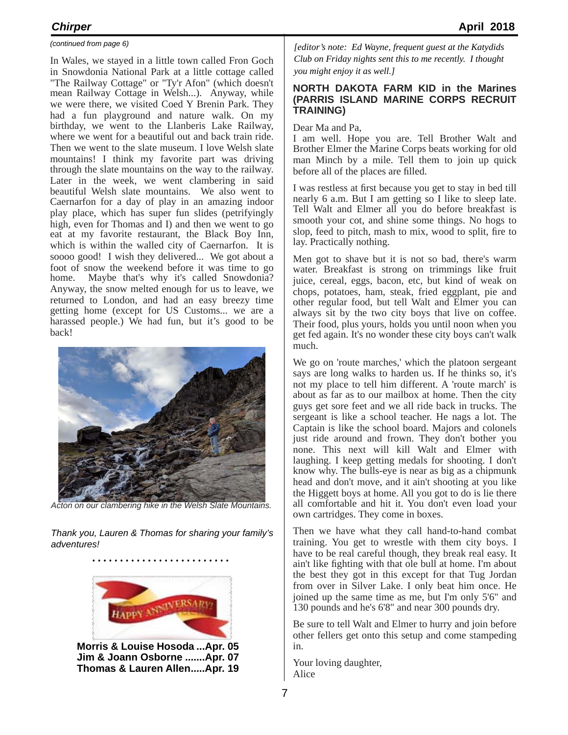*(continued from page 6)*

In Wales, we stayed in a little town called Fron Goch in Snowdonia National Park at a little cottage called "The Railway Cottage" or "Ty'r Afon" (which doesn't mean Railway Cottage in Welsh...). Anyway, while we were there, we visited Coed Y Brenin Park. They had a fun playground and nature walk. On my birthday, we went to the Llanberis Lake Railway, where we went for a beautiful out and back train ride. Then we went to the slate museum. I love Welsh slate mountains! I think my favorite part was driving through the slate mountains on the way to the railway. Later in the week, we went clambering in said beautiful Welsh slate mountains. We also went to Caernarfon for a day of play in an amazing indoor play place, which has super fun slides (petrifyingly high, even for Thomas and I) and then we went to go eat at my favorite restaurant, the Black Boy Inn, which is within the walled city of Caernarfon. It is soooo good! I wish they delivered... We got about a foot of snow the weekend before it was time to go home. Maybe that's why it's called Snowdonia? Anyway, the snow melted enough for us to leave, we returned to London, and had an easy breezy time getting home (except for US Customs... we are a harassed people.) We had fun, but it's good to be back!

*Acton on our clambering hike in the Welsh Slate Mountains.*

*Thank you, Lauren & Thomas for sharing your family's adventures!*

HAPPY ANNIVERSARY!

**Morris & Louise Hosoda ...Apr. 05**
**Jim & Joann Osborne .......Apr. 07**
**Thomas & Lauren Allen.....Apr. 19**

*[editor's note: Ed Wayne, frequent guest at the Katydids Club on Friday nights sent this to me recently. I thought you might enjoy it as well.]*

## NORTH DAKOTA FARM KID in the Marines (PARRIS ISLAND MARINE CORPS RECRUIT TRAINING)

Dear Ma and Pa,
I am well. Hope you are. Tell Brother Walt and Brother Elmer the Marine Corps beats working for old man Minch by a mile. Tell them to join up quick before all of the places are filled.

I was restless at first because you get to stay in bed till nearly 6 a.m. But I am getting so I like to sleep late. Tell Walt and Elmer all you do before breakfast is smooth your cot, and shine some things. No hogs to slop, feed to pitch, mash to mix, wood to split, fire to lay. Practically nothing.

Men got to shave but it is not so bad, there's warm water. Breakfast is strong on trimmings like fruit juice, cereal, eggs, bacon, etc, but kind of weak on chops, potatoes, ham, steak, fried eggplant, pie and other regular food, but tell Walt and Elmer you can always sit by the two city boys that live on coffee. Their food, plus yours, holds you until noon when you get fed again. It's no wonder these city boys can't walk much.

We go on 'route marches,' which the platoon sergeant says are long walks to harden us. If he thinks so, it's not my place to tell him different. A 'route march' is about as far as to our mailbox at home. Then the city guys get sore feet and we all ride back in trucks. The sergeant is like a school teacher. He nags a lot. The Captain is like the school board. Majors and colonels just ride around and frown. They don't bother you none. This next will kill Walt and Elmer with laughing. I keep getting medals for shooting. I don't know why. The bulls-eye is near as big as a chipmunk head and don't move, and it ain't shooting at you like the Higgett boys at home. All you got to do is lie there all comfortable and hit it. You don't even load your own cartridges. They come in boxes.

Then we have what they call hand-to-hand combat training. You get to wrestle with them city boys. I have to be real careful though, they break real easy. It ain't like fighting with that ole bull at home. I'm about the best they got in this except for that Tug Jordan from over in Silver Lake. I only beat him once. He joined up the same time as me, but I'm only 5'6" and 130 pounds and he's 6'8" and near 300 pounds dry.

Be sure to tell Walt and Elmer to hurry and join before other fellers get onto this setup and come stampeding in.

Your loving daughter,
Alice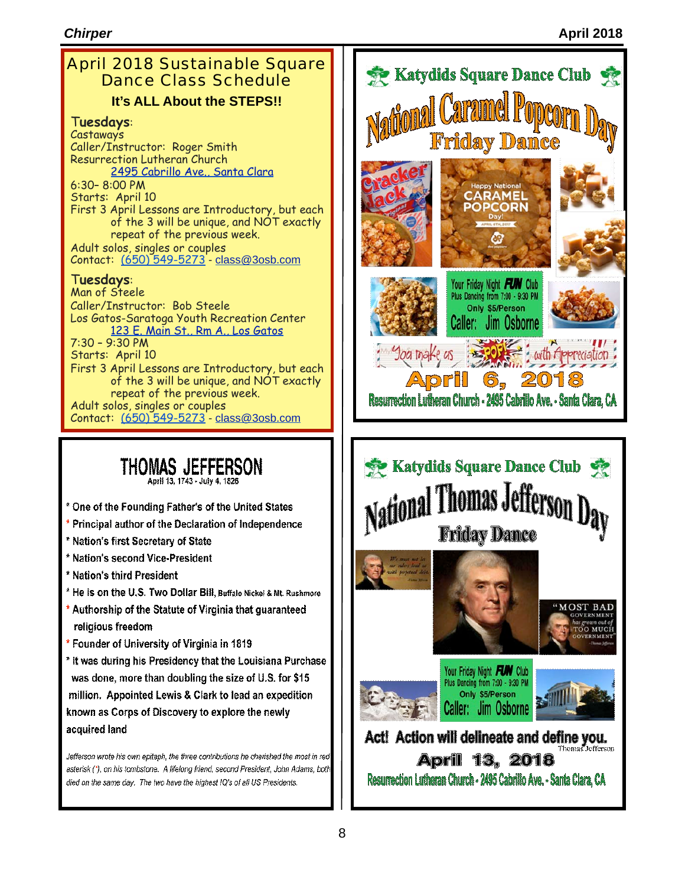## April 2018 Sustainable Square Dance Class Schedule

**It's ALL About the STEPS!!**

**Tuesdays**:
Castaways
Caller/Instructor: Roger Smith
Resurrection Lutheran Church
2495 Cabrillo Ave., Santa Clara
6:30– 8:00 PM
Starts: April 10
First 3 April Lessons are Introductory, but each of the 3 will be unique, and NOT exactly repeat of the previous week.
Adult solos, singles or couples
Contact: (650) 549-5273 - class@3osb.com

**Tuesdays**:
Man of Steele
Caller/Instructor: Bob Steele
Los Gatos-Saratoga Youth Recreation Center
123 E. Main St., Rm A., Los Gatos
7:30 – 9:30 PM
Starts: April 10
First 3 April Lessons are Introductory, but each of the 3 will be unique, and NOT exactly repeat of the previous week.
Adult solos, singles or couples
Contact: (650) 549-5273 - class@3osb.com

## THOMAS JEFFERSON

April 13, 1743 - July 4, 1826

- \* One of the Founding Father's of the United States
- \* Principal author of the Declaration of Independence
- \* Nation's first Secretary of State
- \* Nation's second Vice-President
- \* Nation's third President
- \* He is on the U.S. Two Dollar Bill, Buffalo Nickel & Mt. Rushmore
- \* Authorship of the Statute of Virginia that guaranteed religious freedom
- \* Founder of University of Virginia in 1819
- \* It was during his Presidency that the Louisiana Purchase was done, more than doubling the size of U.S. for $15 million. Appointed Lewis & Clark to lead an expedition known as Corps of Discovery to explore the newly acquired land

*Jefferson wrote his own epitaph, the three contributions he cherished the most in red asterisk (\*), on his tombstone. A lifelong friend, second President, John Adams, both died on the same day. The two have the highest IQ's of all US Presidents.*

## Katydids Square Dance Club

# National Caramel Popcorn Day Friday Dance

Happy National CARAMEL POPCORN Day! APRIL 6TH, 2017

Your Friday Night FUN Club
Plus Dancing from 7:00 - 9:30 PM
Only $5/Person
Caller: Jim Osborne

You make us POP! with Appreciation

**April 6, 2018**

Resurrection Lutheran Church - 2495 Cabrillo Ave. - Santa Clara, CA

## Katydids Square Dance Club

# National Thomas Jefferson Day Friday Dance

"We must not let our rulers load us with perpetual debt." - Thomas Jefferson

"MOST BAD GOVERNMENT has grown out of TOO MUCH GOVERNMENT" - Thomas Jefferson

Your Friday Night FUN Club
Plus Dancing from 7:00 - 9:30 PM
Only $5/Person
Caller: Jim Osborne

Act! Action will delineate and define you. — Thomas Jefferson

**April 13, 2018**

Resurrection Lutheran Church - 2495 Cabrillo Ave. - Santa Clara, CA